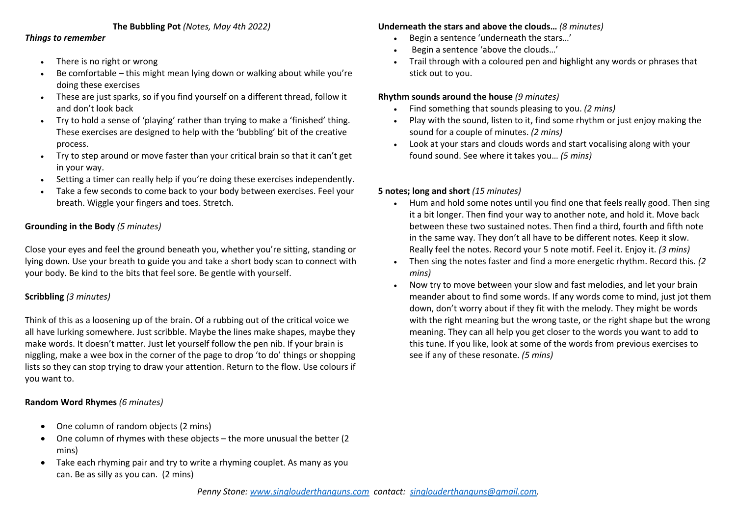**The Bubbling Pot** *(Notes, May 4th 2022)*

***Things to remember***

- There is no right or wrong
- Be comfortable – this might mean lying down or walking about while you're doing these exercises
- These are just sparks, so if you find yourself on a different thread, follow it and don't look back
- Try to hold a sense of 'playing' rather than trying to make a 'finished' thing. These exercises are designed to help with the 'bubbling' bit of the creative process.
- Try to step around or move faster than your critical brain so that it can't get in your way.
- Setting a timer can really help if you're doing these exercises independently.
- Take a few seconds to come back to your body between exercises. Feel your breath. Wiggle your fingers and toes. Stretch.

**Grounding in the Body** *(5 minutes)*

Close your eyes and feel the ground beneath you, whether you're sitting, standing or lying down. Use your breath to guide you and take a short body scan to connect with your body. Be kind to the bits that feel sore. Be gentle with yourself.

**Scribbling** *(3 minutes)*

Think of this as a loosening up of the brain. Of a rubbing out of the critical voice we all have lurking somewhere. Just scribble. Maybe the lines make shapes, maybe they make words. It doesn't matter. Just let yourself follow the pen nib. If your brain is niggling, make a wee box in the corner of the page to drop 'to do' things or shopping lists so they can stop trying to draw your attention. Return to the flow. Use colours if you want to.

**Random Word Rhymes** *(6 minutes)*

- One column of random objects (2 mins)
- One column of rhymes with these objects – the more unusual the better (2 mins)
- Take each rhyming pair and try to write a rhyming couplet. As many as you can. Be as silly as you can. (2 mins)

**Underneath the stars and above the clouds…** *(8 minutes)*

- Begin a sentence 'underneath the stars…'
- Begin a sentence 'above the clouds…'
- Trail through with a coloured pen and highlight any words or phrases that stick out to you.

**Rhythm sounds around the house** *(9 minutes)*

- Find something that sounds pleasing to you. *(2 mins)*
- Play with the sound, listen to it, find some rhythm or just enjoy making the sound for a couple of minutes. *(2 mins)*
- Look at your stars and clouds words and start vocalising along with your found sound. See where it takes you… *(5 mins)*

**5 notes; long and short** *(15 minutes)*

- Hum and hold some notes until you find one that feels really good. Then sing it a bit longer. Then find your way to another note, and hold it. Move back between these two sustained notes. Then find a third, fourth and fifth note in the same way. They don't all have to be different notes. Keep it slow. Really feel the notes. Record your 5 note motif. Feel it. Enjoy it. *(3 mins)*
- Then sing the notes faster and find a more energetic rhythm. Record this. *(2 mins)*
- Now try to move between your slow and fast melodies, and let your brain meander about to find some words. If any words come to mind, just jot them down, don't worry about if they fit with the melody. They might be words with the right meaning but the wrong taste, or the right shape but the wrong meaning. They can all help you get closer to the words you want to add to this tune. If you like, look at some of the words from previous exercises to see if any of these resonate. *(5 mins)*

*Penny Stone: [www.singlouderthanguns.com](http://www.singlouderthanguns.com) contact: [singlouderthanguns@gmail.com](mailto:singlouderthanguns@gmail.com).*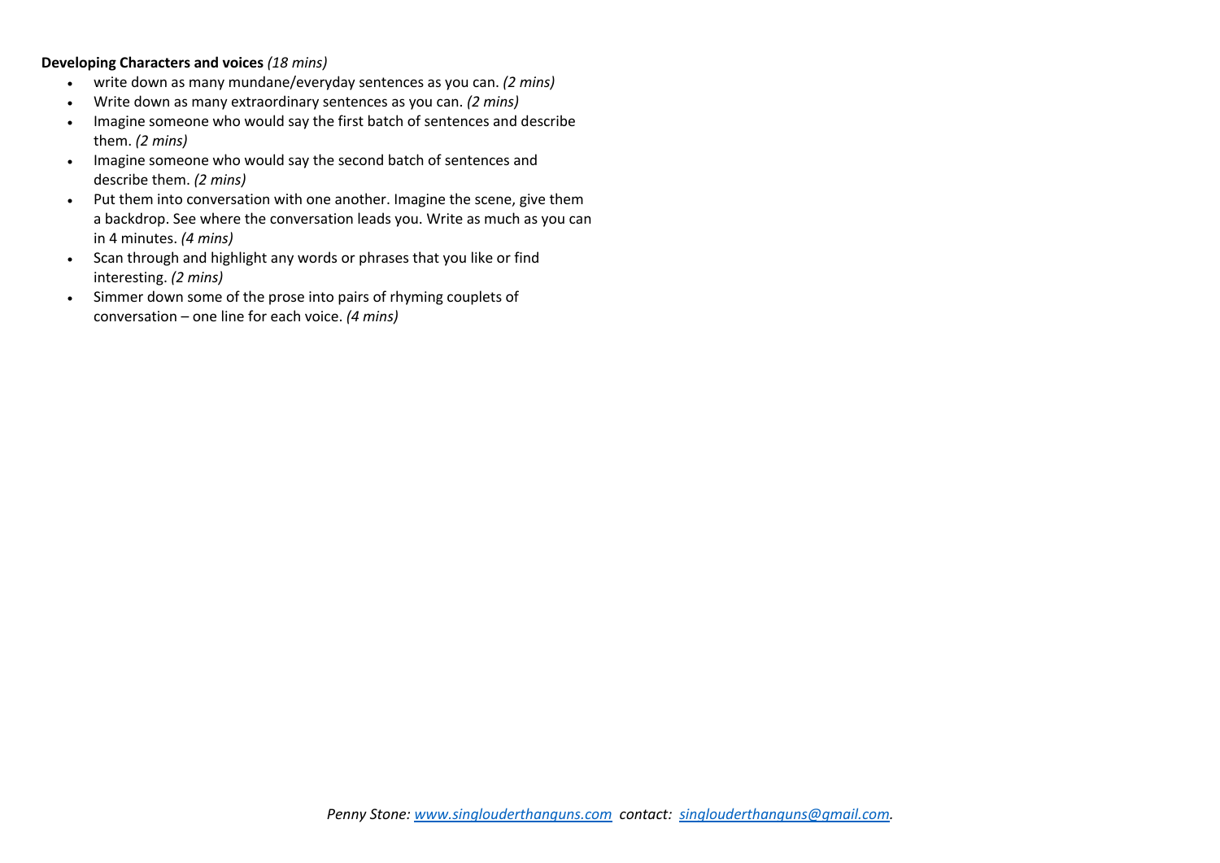**Developing Characters and voices** *(18 mins)*

- write down as many mundane/everyday sentences as you can. *(2 mins)*
- Write down as many extraordinary sentences as you can. *(2 mins)*
- Imagine someone who would say the first batch of sentences and describe them. *(2 mins)*
- Imagine someone who would say the second batch of sentences and describe them. *(2 mins)*
- Put them into conversation with one another. Imagine the scene, give them a backdrop. See where the conversation leads you. Write as much as you can in 4 minutes. *(4 mins)*
- Scan through and highlight any words or phrases that you like or find interesting. *(2 mins)*
- Simmer down some of the prose into pairs of rhyming couplets of conversation – one line for each voice. *(4 mins)*

*Penny Stone: [www.singlouderthanguns.com](http://www.singlouderthanguns.com) contact: [singlouderthanguns@gmail.com](mailto:singlouderthanguns@gmail.com).*